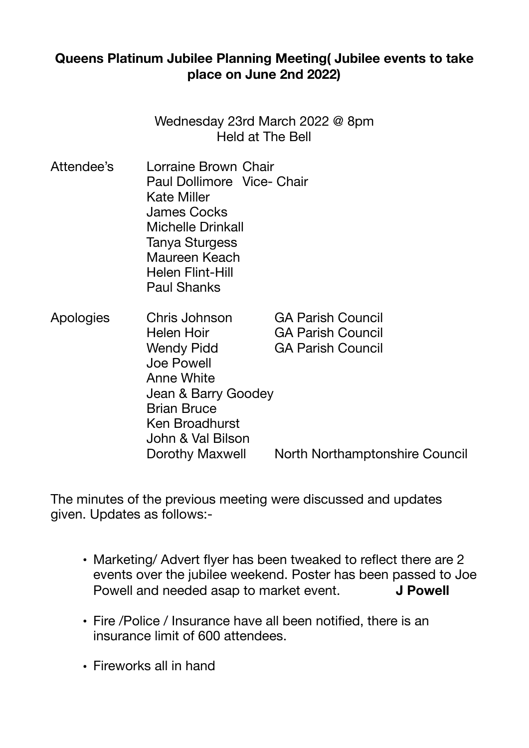## Queens Platinum Jubilee Planning Meeting( Jubilee events to take place on June 2nd 2022)

Wednesday 23rd March 2022 @ 8pm
Held at The Bell

| Attendee's | | |
|---|---|---|
| | Lorraine Brown | Chair |
| | Paul Dollimore | Vice- Chair |
| | Kate Miller | |
| | James Cocks | |
| | Michelle Drinkall | |
| | Tanya Sturgess | |
| | Maureen Keach | |
| | Helen Flint-Hill | |
| | Paul Shanks | |

| Apologies | | |
|---|---|---|
| | Chris Johnson | GA Parish Council |
| | Helen Hoir | GA Parish Council |
| | Wendy Pidd | GA Parish Council |
| | Joe Powell | |
| | Anne White | |
| | Jean & Barry Goodey | |
| | Brian Bruce | |
| | Ken Broadhurst | |
| | John & Val Bilson | |
| | Dorothy Maxwell | North Northamptonshire Council |

The minutes of the previous meeting were discussed and updates given. Updates as follows:-

- Marketing/ Advert flyer has been tweaked to reflect there are 2 events over the jubilee weekend. Poster has been passed to Joe Powell and needed asap to market event. **J Powell**
- Fire /Police / Insurance have all been notified, there is an insurance limit of 600 attendees.
- Fireworks all in hand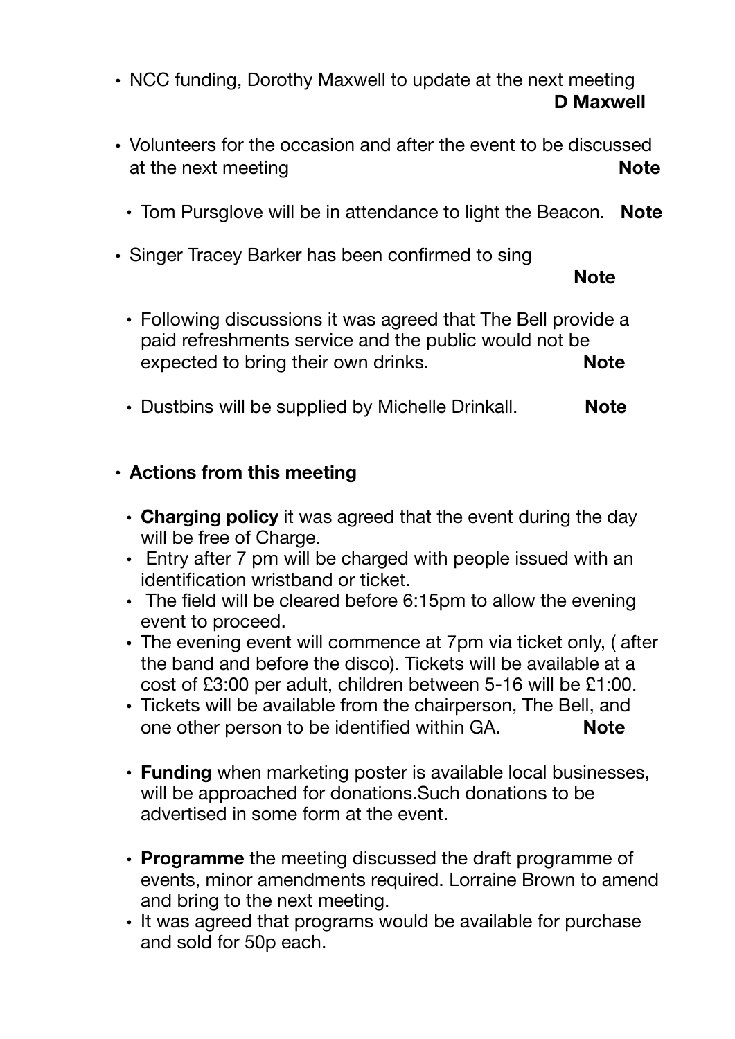- NCC funding, Dorothy Maxwell to update at the next meeting **D Maxwell**

- Volunteers for the occasion and after the event to be discussed at the next meeting **Note**

  - Tom Pursglove will be in attendance to light the Beacon. **Note**

- Singer Tracey Barker has been confirmed to sing **Note**

  - Following discussions it was agreed that The Bell provide a paid refreshments service and the public would not be expected to bring their own drinks. **Note**

  - Dustbins will be supplied by Michelle Drinkall. **Note**

- **Actions from this meeting**

  - **Charging policy** it was agreed that the event during the day will be free of Charge.
  - Entry after 7 pm will be charged with people issued with an identification wristband or ticket.
  - The field will be cleared before 6:15pm to allow the evening event to proceed.
  - The evening event will commence at 7pm via ticket only, ( after the band and before the disco). Tickets will be available at a cost of £3:00 per adult, children between 5-16 will be £1:00.
  - Tickets will be available from the chairperson, The Bell, and one other person to be identified within GA. **Note**

  - **Funding** when marketing poster is available local businesses, will be approached for donations.Such donations to be advertised in some form at the event.

  - **Programme** the meeting discussed the draft programme of events, minor amendments required. Lorraine Brown to amend and bring to the next meeting.
  - It was agreed that programs would be available for purchase and sold for 50p each.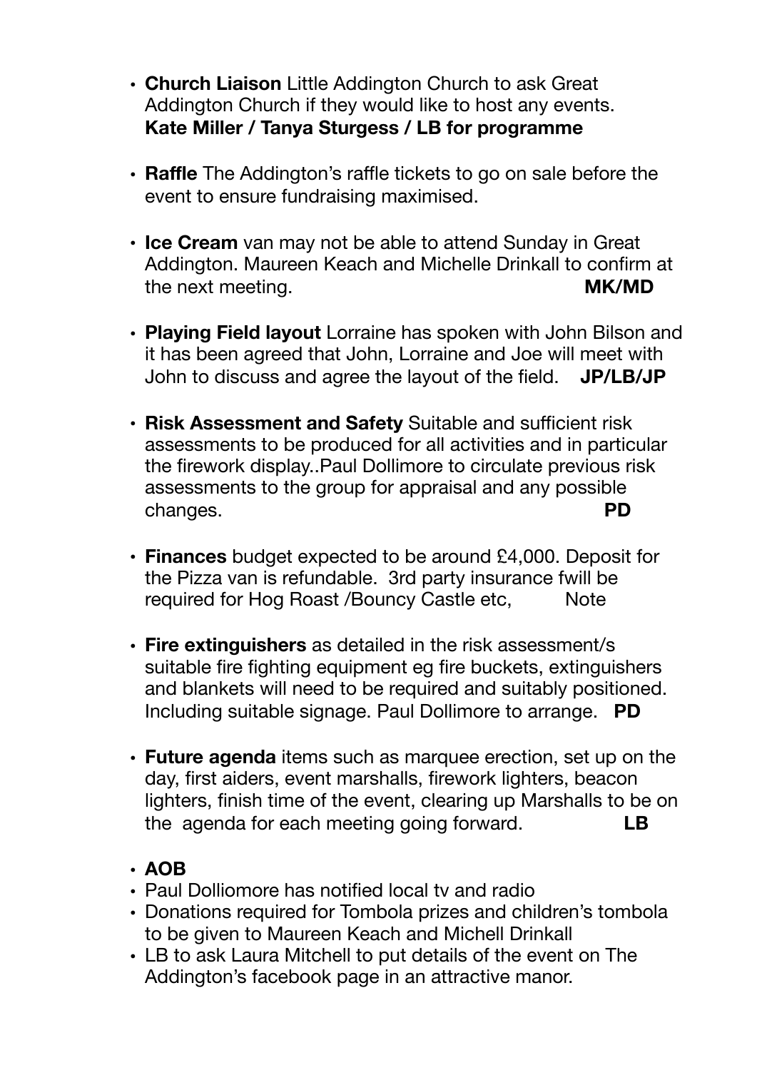- **Church Liaison** Little Addington Church to ask Great Addington Church if they would like to host any events. **Kate Miller / Tanya Sturgess / LB for programme**

- **Raffle** The Addington's raffle tickets to go on sale before the event to ensure fundraising maximised.

- **Ice Cream** van may not be able to attend Sunday in Great Addington. Maureen Keach and Michelle Drinkall to confirm at the next meeting. **MK/MD**

- **Playing Field layout** Lorraine has spoken with John Bilson and it has been agreed that John, Lorraine and Joe will meet with John to discuss and agree the layout of the field. **JP/LB/JP**

- **Risk Assessment and Safety** Suitable and sufficient risk assessments to be produced for all activities and in particular the firework display..Paul Dollimore to circulate previous risk assessments to the group for appraisal and any possible changes. **PD**

- **Finances** budget expected to be around £4,000. Deposit for the Pizza van is refundable. 3rd party insurance fwill be required for Hog Roast /Bouncy Castle etc, Note

- **Fire extinguishers** as detailed in the risk assessment/s suitable fire fighting equipment eg fire buckets, extinguishers and blankets will need to be required and suitably positioned. Including suitable signage. Paul Dollimore to arrange. **PD**

- **Future agenda** items such as marquee erection, set up on the day, first aiders, event marshalls, firework lighters, beacon lighters, finish time of the event, clearing up Marshalls to be on the agenda for each meeting going forward. **LB**

- **AOB**
- Paul Dolliomore has notified local tv and radio
- Donations required for Tombola prizes and children's tombola to be given to Maureen Keach and Michell Drinkall
- LB to ask Laura Mitchell to put details of the event on The Addington's facebook page in an attractive manor.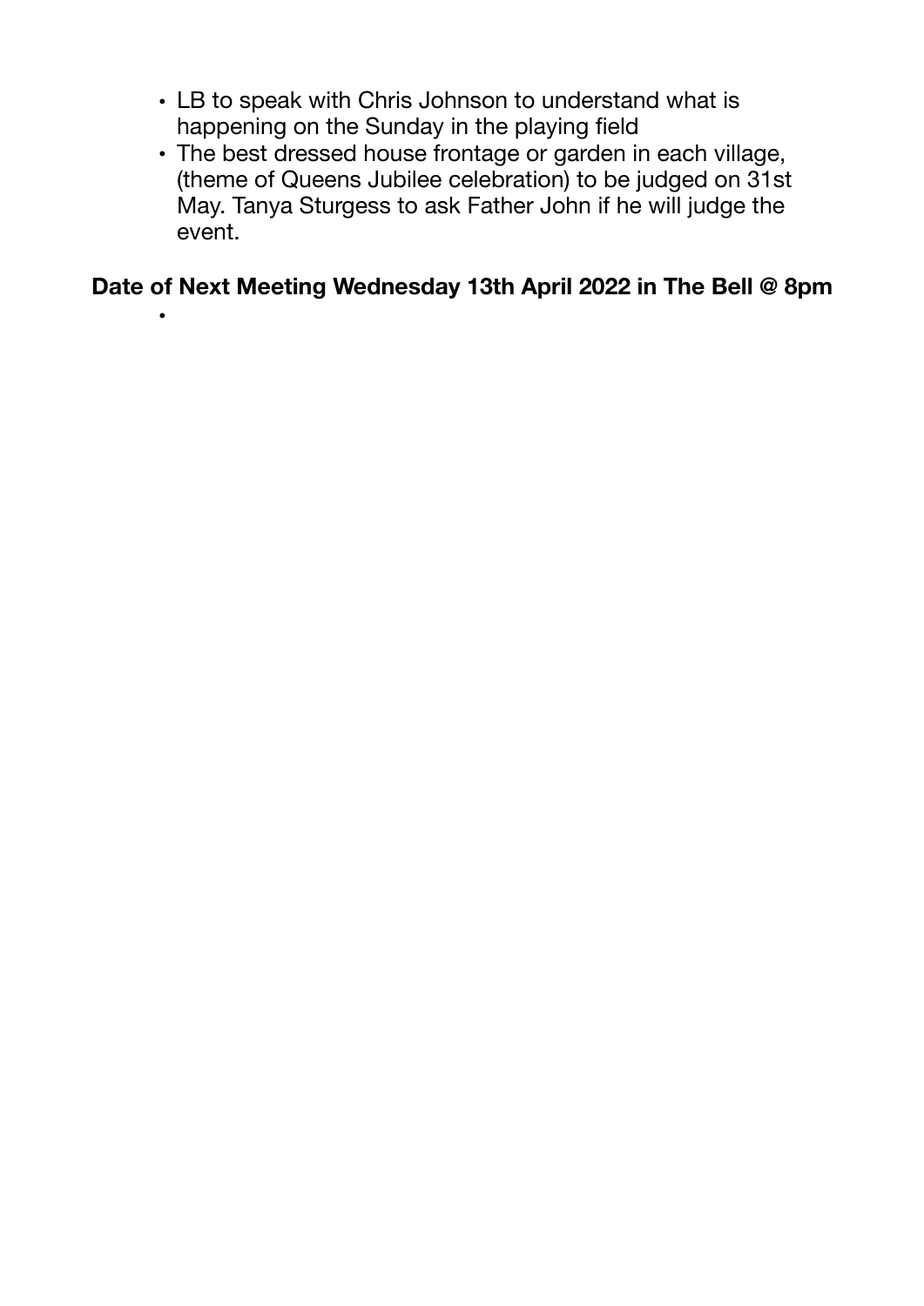- LB to speak with Chris Johnson to understand what is happening on the Sunday in the playing field
- The best dressed house frontage or garden in each village, (theme of Queens Jubilee celebration) to be judged on 31st May. Tanya Sturgess to ask Father John if he will judge the event.

**Date of Next Meeting Wednesday 13th April 2022 in The Bell @ 8pm**

-